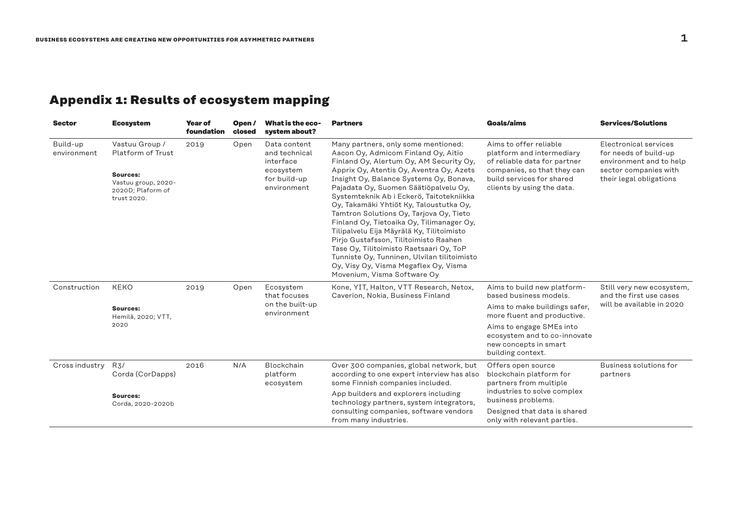## Appendix 1: Results of ecosystem mapping

| Sector | Ecosystem | Year of foundation | Open / closed | What is the ecosystem about? | Partners | Goals/aims | Services/Solutions |
|---|---|---|---|---|---|---|---|
| Build-up environment | Vastuu Group / Platform of Trust<br><br>**Sources:**<br>Vastuu group, 2020-2020D; Plaform of trust 2020. | 2019 | Open | Data content and technical interface ecosystem for build-up environment | Many partners, only some mentioned: Aacon Oy, Admicom Finland Oy, Aitio Finland Oy, Alertum Oy, AM Security Oy, Apprix Oy, Atentis Oy, Aventra Oy, Azets Insight Oy, Balance Systems Oy, Bonava, Pajadata Oy, Suomen Säätiöpalvelu Oy, Systemteknik Ab i Eckerö, Taitotekniikka Oy, Takamäki Yhtiöt Ky, Taloustutka Oy, Tamtron Solutions Oy, Tarjova Oy, Tieto Finland Oy, Tietoaika Oy, Tilimanager Oy, Tilipalvelu Eija Mäyrälä Ky, Tilitoimisto Pirjo Gustafsson, Tilitoimisto Raahen Tase Oy, Tilitoimisto Raetsaari Oy, ToP Tunniste Oy, Tunninen, Ulvilan tilitoimisto Oy, Visy Oy, Visma Megaflex Oy, Visma Movenium, Visma Software Oy | Aims to offer reliable platform and intermediary of reliable data for partner companies, so that they can build services for shared clients by using the data. | Electronical services for needs of build-up environment and to help sector companies with their legal obligations |
| Construction | KEKO<br><br>**Sources:**<br>Hemilä, 2020; VTT, 2020 | 2019 | Open | Ecosystem that focuses on the built-up environment | Kone, YIT, Halton, VTT Research, Netox, Caverion, Nokia, Business Finland | Aims to build new platform-based business models.<br><br>Aims to make buildings safer, more fluent and productive.<br><br>Aims to engage SMEs into ecosystem and to co-innovate new concepts in smart building context. | Still very new ecosystem, and the first use cases will be available in 2020 |
| Cross industry | R3/ Corda (CorDapps)<br><br>**Sources:**<br>Corda, 2020-2020b | 2016 | N/A | Blockchain platform ecosystem | Over 300 companies, global network, but according to one expert interview has also some Finnish companies included.<br><br>App builders and explorers including technology partners, system integrators, consulting companies, software vendors from many industries. | Offers open source blockchain platform for partners from multiple industries to solve complex business problems.<br><br>Designed that data is shared only with relevant parties. | Business solutions for partners |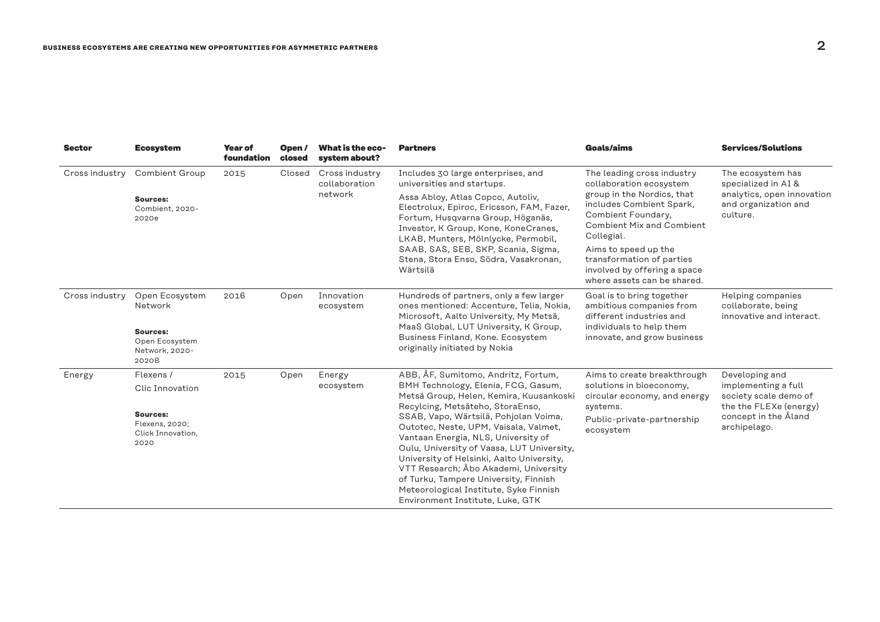| Sector | Ecosystem | Year of foundation | Open / closed | What is the eco-system about? | Partners | Goals/aims | Services/Solutions |
|---|---|---|---|---|---|---|---|
| Cross industry | Combient Group<br><br>**Sources:** Combient, 2020-2020e | 2015 | Closed | Cross industry collaboration network | Includes 30 large enterprises, and universities and startups.<br><br>Assa Abloy, Atlas Copco, Autoliv, Electrolux, Epiroc, Ericsson, FAM, Fazer, Fortum, Husqvarna Group, Höganäs, Investor, K Group, Kone, KoneCranes, LKAB, Munters, Mölnlycke, Permobil, SAAB, SAS, SEB, SKP, Scania, Sigma, Stena, Stora Enso, Södra, Vasakronan, Wärtsilä | The leading cross industry collaboration ecosystem group in the Nordics, that includes Combient Spark, Combient Foundary, Combient Mix and Combient Collegial.<br><br>Aims to speed up the transformation of parties involved by offering a space where assets can be shared. | The ecosystem has specialized in AI & analytics, open innovation and organization and culture. |
| Cross industry | Open Ecosystem Network<br><br>**Sources:** Open Ecosystem Network, 2020-2020B | 2016 | Open | Innovation ecosystem | Hundreds of partners, only a few larger ones mentioned: Accenture, Telia, Nokia, Microsoft, Aalto University, My Metsä, MaaS Global, LUT University, K Group, Business Finland, Kone. Ecosystem originally initiated by Nokia | Goal is to bring together ambitious companies from different industries and individuals to help them innovate, and grow business | Helping companies collaborate, being innovative and interact. |
| Energy | Flexens /<br><br>Clic Innovation<br><br>**Sources:** Flexens, 2020; Click Innovation, 2020 | 2015 | Open | Energy ecosystem | ABB, ÅF, Sumitomo, Andritz, Fortum, BMH Technology, Elenia, FCG, Gasum, Metsä Group, Helen, Kemira, Kuusankoski Recylcing, Metsäteho, StoraEnso, SSAB, Vapo, Wärtsilä, Pohjolan Voima, Outotec, Neste, UPM, Vaisala, Valmet, Vantaan Energia, NLS, University of Oulu, University of Vaasa, LUT University, University of Helsinki, Aalto University, VTT Research; Åbo Akademi, University of Turku, Tampere University, Finnish Meteorological Institute, Syke Finnish Environment Institute, Luke, GTK | Aims to create breakthrough solutions in bioeconomy, circular economy, and energy systems.<br><br>Public-private-partnership ecosystem | Developing and implementing a full society scale demo of the the FLEXe (energy) concept in the Åland archipelago. |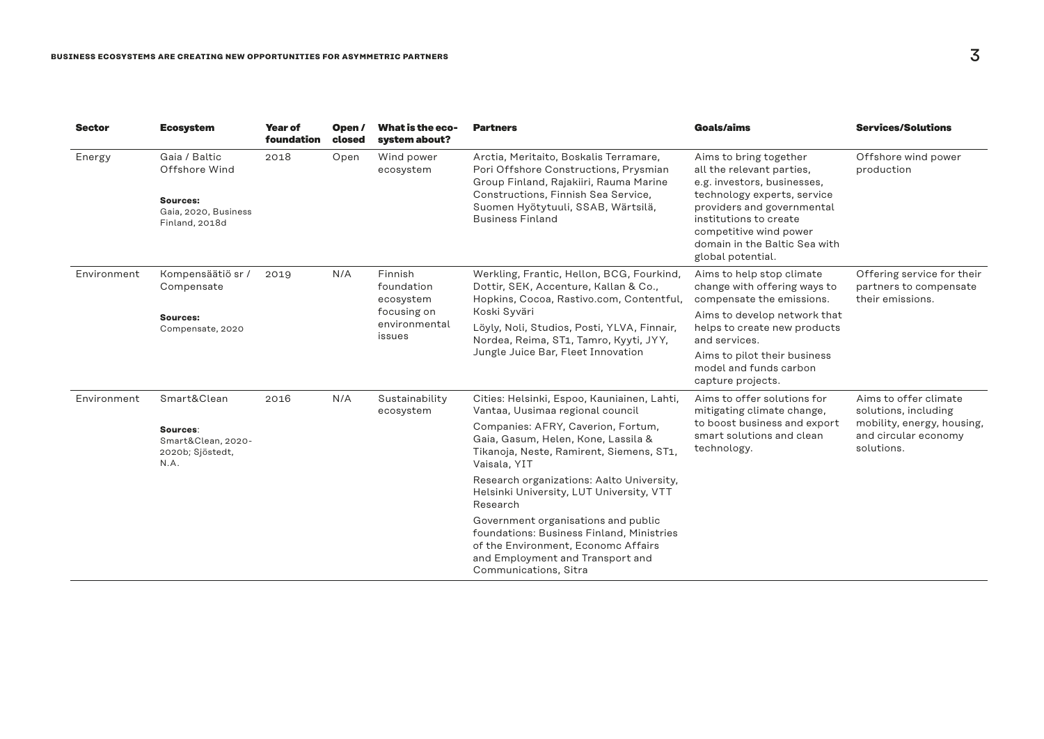| Sector | Ecosystem | Year of foundation | Open / closed | What is the eco-system about? | Partners | Goals/aims | Services/Solutions |
|---|---|---|---|---|---|---|---|
| Energy | Gaia / Baltic Offshore Wind<br><br>**Sources:**<br>Gaia, 2020, Business Finland, 2018d | 2018 | Open | Wind power ecosystem | Arctia, Meritaito, Boskalis Terramare, Pori Offshore Constructions, Prysmian Group Finland, Rajakiiri, Rauma Marine Constructions, Finnish Sea Service, Suomen Hyötytuuli, SSAB, Wärtsilä, Business Finland | Aims to bring together all the relevant parties, e.g. investors, businesses, technology experts, service providers and governmental institutions to create competitive wind power domain in the Baltic Sea with global potential. | Offshore wind power production |
| Environment | Kompensäätiö sr / Compensate<br><br>**Sources:**<br>Compensate, 2020 | 2019 | N/A | Finnish foundation ecosystem focusing on environmental issues | Werkling, Frantic, Hellon, BCG, Fourkind, Dottir, SEK, Accenture, Kallan & Co., Hopkins, Cocoa, Rastivo.com, Contentful, Koski Syväri<br><br>Löyly, Noli, Studios, Posti, YLVA, Finnair, Nordea, Reima, ST1, Tamro, Kyyti, JYY, Jungle Juice Bar, Fleet Innovation | Aims to help stop climate change with offering ways to compensate the emissions.<br><br>Aims to develop network that helps to create new products and services.<br><br>Aims to pilot their business model and funds carbon capture projects. | Offering service for their partners to compensate their emissions. |
| Environment | Smart&Clean<br><br>**Sources**:<br>Smart&Clean, 2020-2020b; Sjöstedt, N.A. | 2016 | N/A | Sustainability ecosystem | Cities: Helsinki, Espoo, Kauniainen, Lahti, Vantaa, Uusimaa regional council<br><br>Companies: AFRY, Caverion, Fortum, Gaia, Gasum, Helen, Kone, Lassila & Tikanoja, Neste, Ramirent, Siemens, ST1, Vaisala, YIT<br><br>Research organizations: Aalto University, Helsinki University, LUT University, VTT Research<br><br>Government organisations and public foundations: Business Finland, Ministries of the Environment, Economc Affairs and Employment and Transport and Communications, Sitra | Aims to offer solutions for mitigating climate change, to boost business and export smart solutions and clean technology. | Aims to offer climate solutions, including mobility, energy, housing, and circular economy solutions. |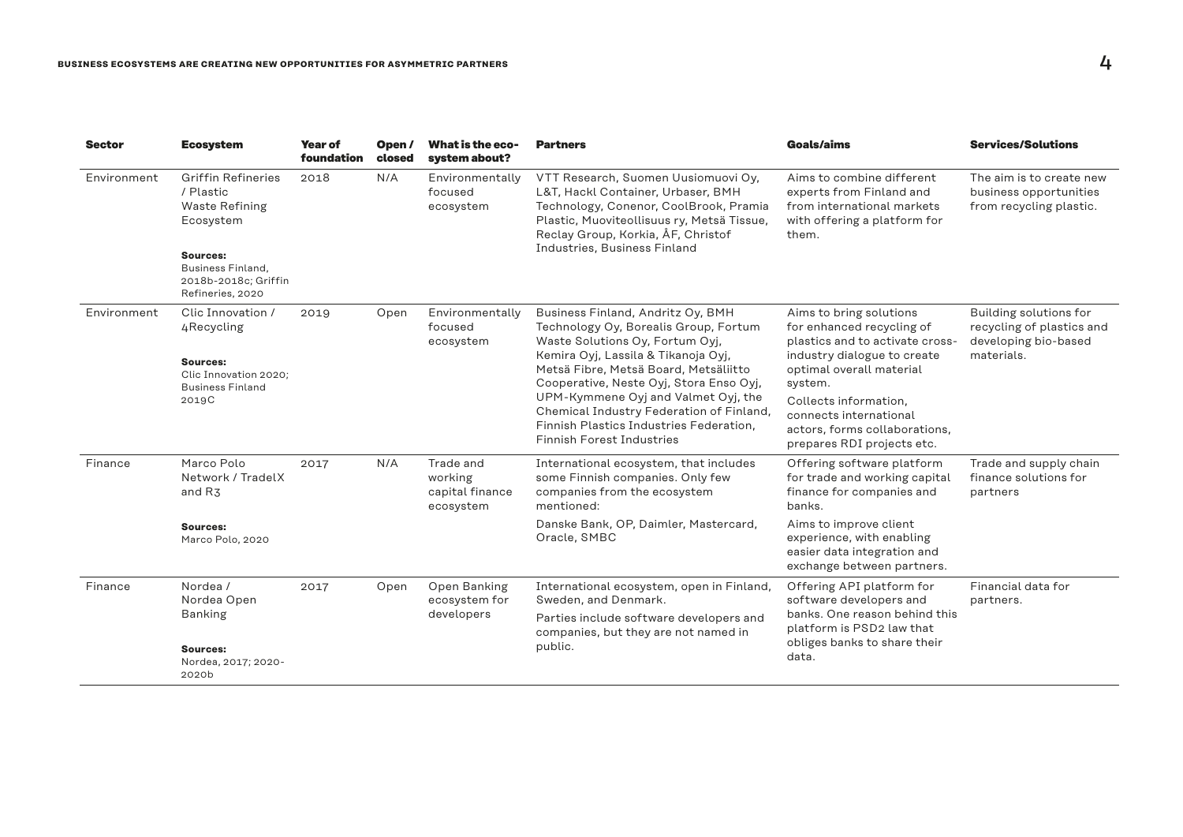| Sector | Ecosystem | Year of foundation | Open / closed | What is the eco-system about? | Partners | Goals/aims | Services/Solutions |
|---|---|---|---|---|---|---|---|
| Environment | Griffin Refineries / Plastic Waste Refining Ecosystem<br><br>**Sources:** Business Finland, 2018b-2018c; Griffin Refineries, 2020 | 2018 | N/A | Environmentally focused ecosystem | VTT Research, Suomen Uusiomuovi Oy, L&T, Hackl Container, Urbaser, BMH Technology, Conenor, CoolBrook, Pramia Plastic, Muoviteollisuus ry, Metsä Tissue, Reclay Group, Korkia, ÅF, Christof Industries, Business Finland | Aims to combine different experts from Finland and from international markets with offering a platform for them. | The aim is to create new business opportunities from recycling plastic. |
| Environment | Clic Innovation / 4Recycling<br><br>**Sources:** Clic Innovation 2020; Business Finland 2019C | 2019 | Open | Environmentally focused ecosystem | Business Finland, Andritz Oy, BMH Technology Oy, Borealis Group, Fortum Waste Solutions Oy, Fortum Oyj, Kemira Oyj, Lassila & Tikanoja Oyj, Metsä Fibre, Metsä Board, Metsäliitto Cooperative, Neste Oyj, Stora Enso Oyj, UPM-Kymmene Oyj and Valmet Oyj, the Chemical Industry Federation of Finland, Finnish Plastics Industries Federation, Finnish Forest Industries | Aims to bring solutions for enhanced recycling of plastics and to activate cross-industry dialogue to create optimal overall material system.<br><br>Collects information, connects international actors, forms collaborations, prepares RDI projects etc. | Building solutions for recycling of plastics and developing bio-based materials. |
| Finance | Marco Polo Network / TradeIX and R3<br><br>**Sources:** Marco Polo, 2020 | 2017 | N/A | Trade and working capital finance ecosystem | International ecosystem, that includes some Finnish companies. Only few companies from the ecosystem mentioned:<br><br>Danske Bank, OP, Daimler, Mastercard, Oracle, SMBC | Offering software platform for trade and working capital finance for companies and banks.<br><br>Aims to improve client experience, with enabling easier data integration and exchange between partners. | Trade and supply chain finance solutions for partners |
| Finance | Nordea / Nordea Open Banking<br><br>**Sources:** Nordea, 2017; 2020-2020b | 2017 | Open | Open Banking ecosystem for developers | International ecosystem, open in Finland, Sweden, and Denmark.<br><br>Parties include software developers and companies, but they are not named in public. | Offering API platform for software developers and banks. One reason behind this platform is PSD2 law that obliges banks to share their data. | Financial data for partners. |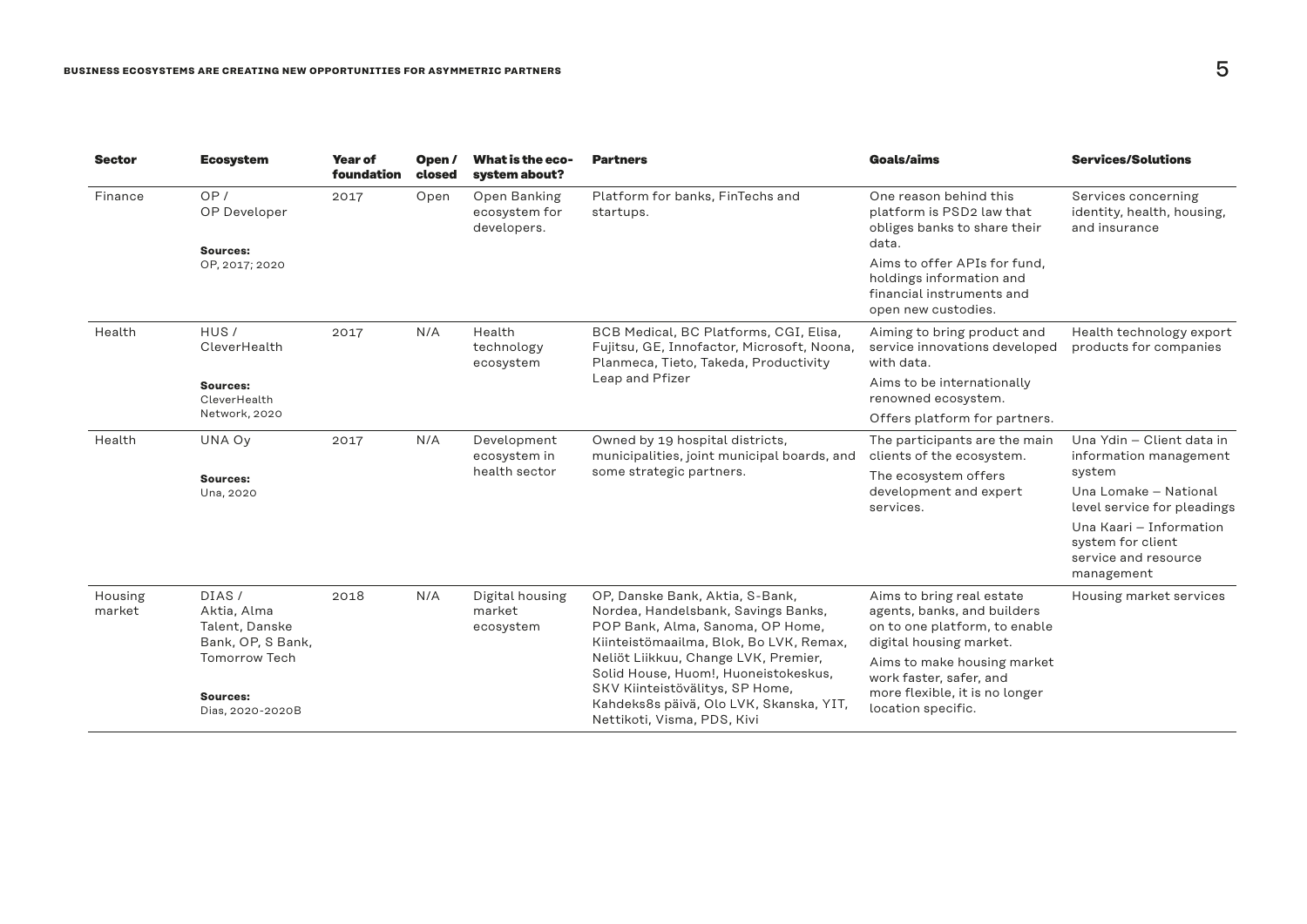| Sector | Ecosystem | Year of foundation | Open / closed | What is the eco-system about? | Partners | Goals/aims | Services/Solutions |
|---|---|---|---|---|---|---|---|
| Finance | OP / OP Developer<br><br>**Sources:**<br>OP, 2017; 2020 | 2017 | Open | Open Banking ecosystem for developers. | Platform for banks, FinTechs and startups. | One reason behind this platform is PSD2 law that obliges banks to share their data.<br><br>Aims to offer APIs for fund, holdings information and financial instruments and open new custodies. | Services concerning identity, health, housing, and insurance |
| Health | HUS / CleverHealth<br><br>**Sources:**<br>CleverHealth Network, 2020 | 2017 | N/A | Health technology ecosystem | BCB Medical, BC Platforms, CGI, Elisa, Fujitsu, GE, Innofactor, Microsoft, Noona, Planmeca, Tieto, Takeda, Productivity Leap and Pfizer | Aiming to bring product and service innovations developed with data.<br><br>Aims to be internationally renowned ecosystem.<br><br>Offers platform for partners. | Health technology export products for companies |
| Health | UNA Oy<br><br>**Sources:**<br>Una, 2020 | 2017 | N/A | Development ecosystem in health sector | Owned by 19 hospital districts, municipalities, joint municipal boards, and some strategic partners. | The participants are the main clients of the ecosystem.<br><br>The ecosystem offers development and expert services. | Una Ydin – Client data in information management system<br><br>Una Lomake – National level service for pleadings<br><br>Una Kaari – Information system for client service and resource management |
| Housing market | DIAS / Aktia, Alma Talent, Danske Bank, OP, S Bank, Tomorrow Tech<br><br>**Sources:**<br>Dias, 2020-2020B | 2018 | N/A | Digital housing market ecosystem | OP, Danske Bank, Aktia, S-Bank, Nordea, Handelsbank, Savings Banks, POP Bank, Alma, Sanoma, OP Home, Kiinteistömaailma, Blok, Bo LVK, Remax, Neliöt Liikkuu, Change LVK, Premier, Solid House, Huom!, Huoneistokeskus, SKV Kiinteistövälitys, SP Home, Kahdeks8s päivä, Olo LVK, Skanska, YIT, Nettikoti, Visma, PDS, Kivi | Aims to bring real estate agents, banks, and builders on to one platform, to enable digital housing market.<br><br>Aims to make housing market work faster, safer, and more flexible, it is no longer location specific. | Housing market services |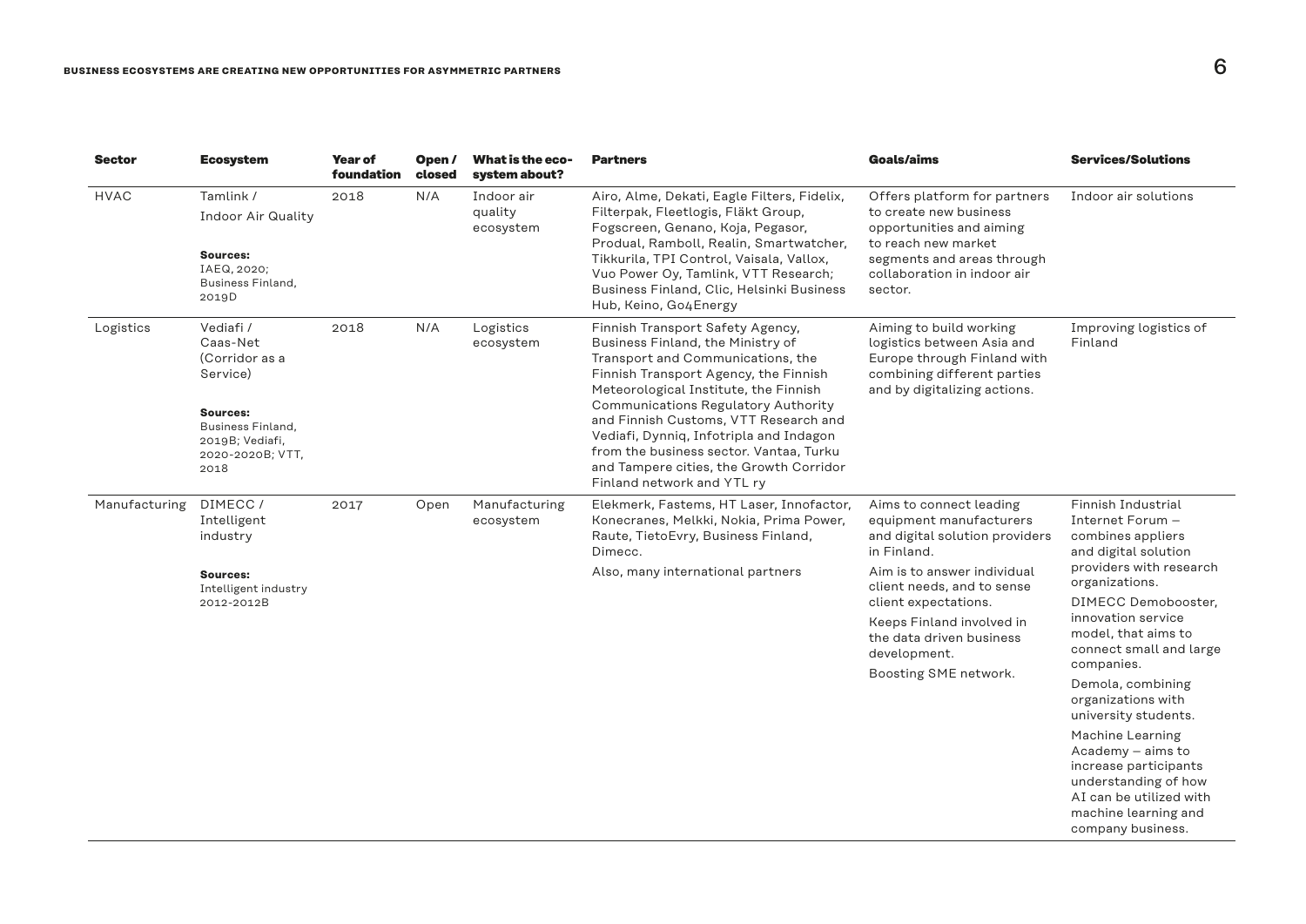| Sector | Ecosystem | Year of foundation | Open / closed | What is the eco-system about? | Partners | Goals/aims | Services/Solutions |
|---|---|---|---|---|---|---|---|
| HVAC | Tamlink / Indoor Air Quality<br><br>**Sources:** IAEQ, 2020; Business Finland, 2019D | 2018 | N/A | Indoor air quality ecosystem | Airo, Alme, Dekati, Eagle Filters, Fidelix, Filterpak, Fleetlogis, Fläkt Group, Fogscreen, Genano, Koja, Pegasor, Produal, Ramboll, Realin, Smartwatcher, Tikkurila, TPI Control, Vaisala, Vallox, Vuo Power Oy, Tamlink, VTT Research; Business Finland, Clic, Helsinki Business Hub, Keino, Go4Energy | Offers platform for partners to create new business opportunities and aiming to reach new market segments and areas through collaboration in indoor air sector. | Indoor air solutions |
| Logistics | Vediafi / Caas-Net (Corridor as a Service)<br><br>**Sources:** Business Finland, 2019B; Vediafi, 2020-2020B; VTT, 2018 | 2018 | N/A | Logistics ecosystem | Finnish Transport Safety Agency, Business Finland, the Ministry of Transport and Communications, the Finnish Transport Agency, the Finnish Meteorological Institute, the Finnish Communications Regulatory Authority and Finnish Customs, VTT Research and Vediafi, Dynniq, Infotripla and Indagon from the business sector. Vantaa, Turku and Tampere cities, the Growth Corridor Finland network and YTL ry | Aiming to build working logistics between Asia and Europe through Finland with combining different parties and by digitalizing actions. | Improving logistics of Finland |
| Manufacturing | DIMECC / Intelligent industry<br><br>**Sources:** Intelligent industry 2012-2012B | 2017 | Open | Manufacturing ecosystem | Elekmerk, Fastems, HT Laser, Innofactor, Konecranes, Melkki, Nokia, Prima Power, Raute, TietoEvry, Business Finland, Dimecc.<br><br>Also, many international partners | Aims to connect leading equipment manufacturers and digital solution providers in Finland.<br><br>Aim is to answer individual client needs, and to sense client expectations.<br><br>Keeps Finland involved in the data driven business development.<br><br>Boosting SME network. | Finnish Industrial Internet Forum – combines appliers and digital solution providers with research organizations.<br><br>DIMECC Demobooster, innovation service model, that aims to connect small and large companies.<br><br>Demola, combining organizations with university students.<br><br>Machine Learning Academy – aims to increase participants understanding of how AI can be utilized with machine learning and company business. |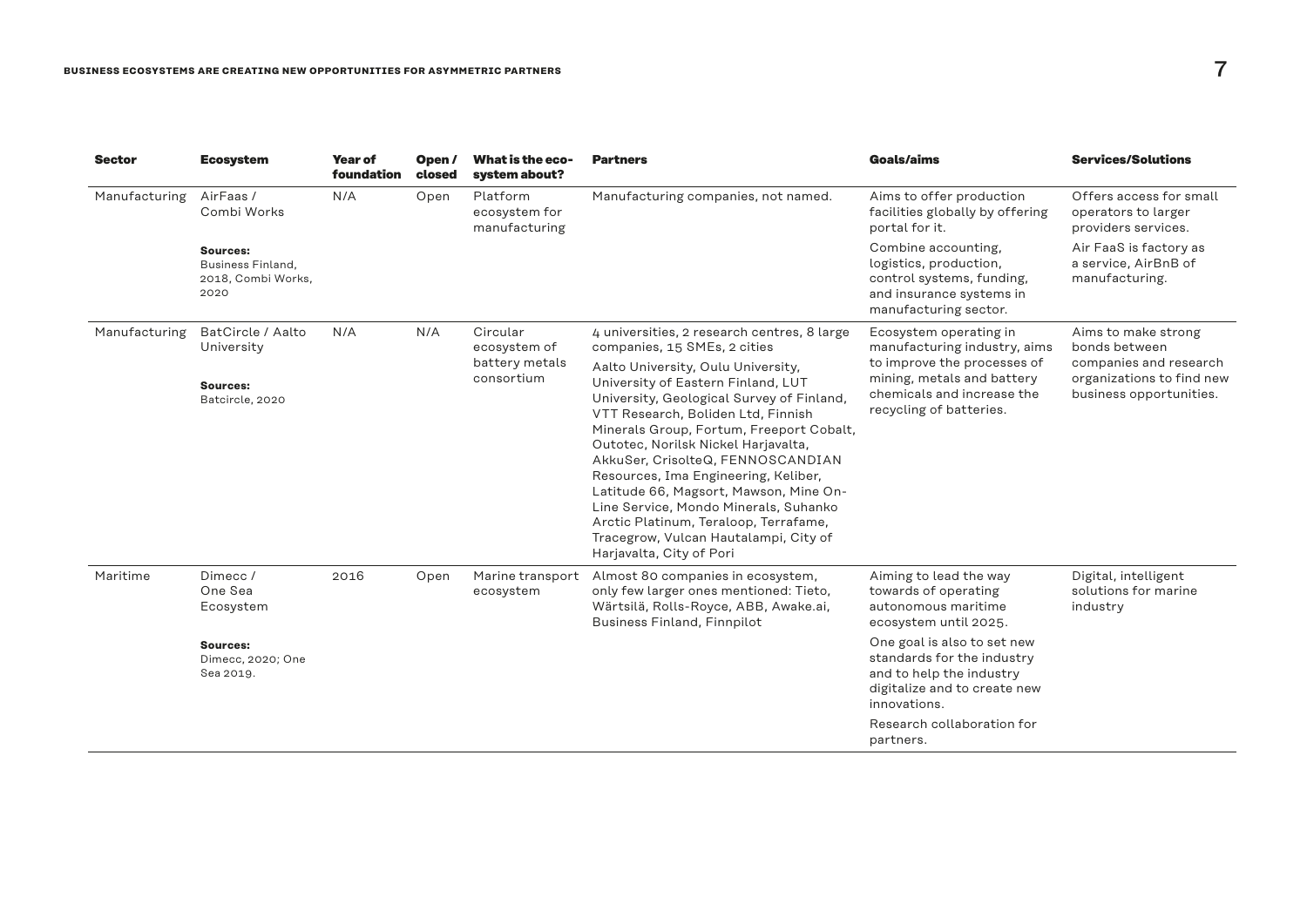| Sector | Ecosystem | Year of foundation | Open / closed | What is the ecosystem about? | Partners | Goals/aims | Services/Solutions |
|---|---|---|---|---|---|---|---|
| Manufacturing | AirFaas / Combi Works<br><br>**Sources:** Business Finland, 2018, Combi Works, 2020 | N/A | Open | Platform ecosystem for manufacturing | Manufacturing companies, not named. | Aims to offer production facilities globally by offering portal for it.<br><br>Combine accounting, logistics, production, control systems, funding, and insurance systems in manufacturing sector. | Offers access for small operators to larger providers services.<br><br>Air FaaS is factory as a service, AirBnB of manufacturing. |
| Manufacturing | BatCircle / Aalto University<br><br>**Sources:** Batcircle, 2020 | N/A | N/A | Circular ecosystem of battery metals consortium | 4 universities, 2 research centres, 8 large companies, 15 SMEs, 2 cities<br><br>Aalto University, Oulu University, University of Eastern Finland, LUT University, Geological Survey of Finland, VTT Research, Boliden Ltd, Finnish Minerals Group, Fortum, Freeport Cobalt, Outotec, Norilsk Nickel Harjavalta, AkkuSer, CrisolteQ, FENNOSCANDIAN Resources, Ima Engineering, Keliber, Latitude 66, Magsort, Mawson, Mine On-Line Service, Mondo Minerals, Suhanko Arctic Platinum, Teraloop, Terrafame, Tracegrow, Vulcan Hautalampi, City of Harjavalta, City of Pori | Ecosystem operating in manufacturing industry, aims to improve the processes of mining, metals and battery chemicals and increase the recycling of batteries. | Aims to make strong bonds between companies and research organizations to find new business opportunities. |
| Maritime | Dimecc / One Sea Ecosystem<br><br>**Sources:** Dimecc, 2020; One Sea 2019. | 2016 | Open | Marine transport ecosystem | Almost 80 companies in ecosystem, only few larger ones mentioned: Tieto, Wärtsilä, Rolls-Royce, ABB, Awake.ai, Business Finland, Finnpilot | Aiming to lead the way towards of operating autonomous maritime ecosystem until 2025.<br><br>One goal is also to set new standards for the industry and to help the industry digitalize and to create new innovations.<br><br>Research collaboration for partners. | Digital, intelligent solutions for marine industry |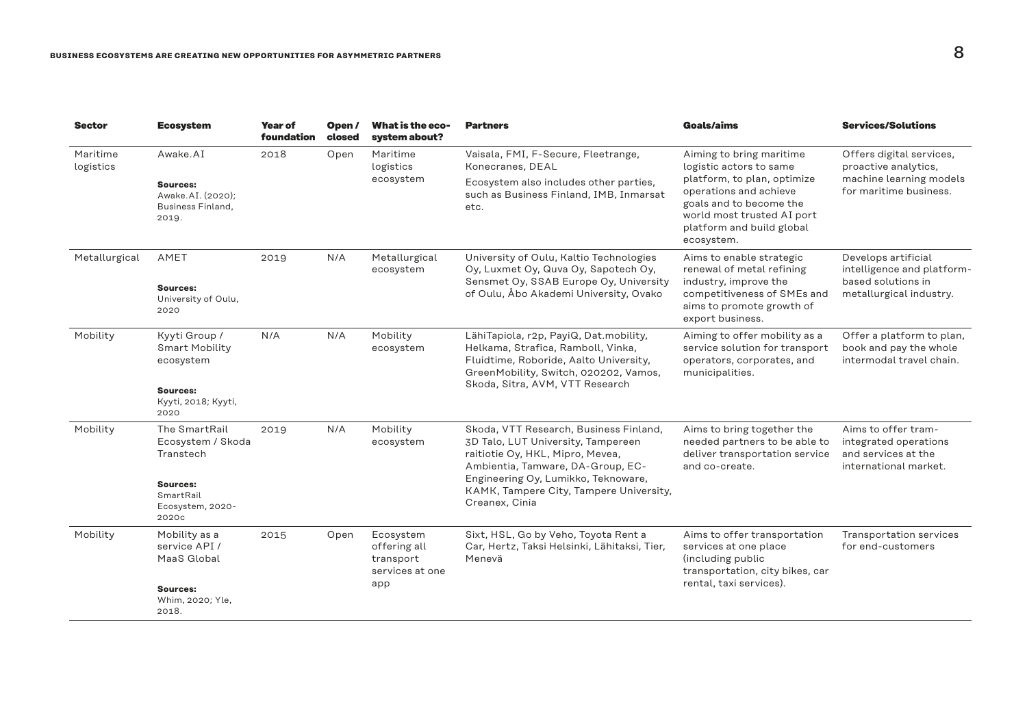| Sector | Ecosystem | Year of foundation | Open / closed | What is the eco-system about? | Partners | Goals/aims | Services/Solutions |
|---|---|---|---|---|---|---|---|
| Maritime logistics | Awake.AI<br><br>**Sources:**<br>Awake.AI. (2020); Business Finland, 2019. | 2018 | Open | Maritime logistics ecosystem | Vaisala, FMI, F-Secure, Fleetrange, Konecranes, DEAL<br>Ecosystem also includes other parties, such as Business Finland, IMB, Inmarsat etc. | Aiming to bring maritime logistic actors to same platform, to plan, optimize operations and achieve goals and to become the world most trusted AI port platform and build global ecosystem. | Offers digital services, proactive analytics, machine learning models for maritime business. |
| Metallurgical | AMET<br><br>**Sources:**<br>University of Oulu, 2020 | 2019 | N/A | Metallurgical ecosystem | University of Oulu, Kaltio Technologies Oy, Luxmet Oy, Quva Oy, Sapotech Oy, Sensmet Oy, SSAB Europe Oy, University of Oulu, Åbo Akademi University, Ovako | Aims to enable strategic renewal of metal refining industry, improve the competitiveness of SMEs and aims to promote growth of export business. | Develops artificial intelligence and platform-based solutions in metallurgical industry. |
| Mobility | Kyyti Group / Smart Mobility ecosystem<br><br>**Sources:**<br>Kyyti, 2018; Kyyti, 2020 | N/A | N/A | Mobility ecosystem | LähiTapiola, r2p, PayiQ, Dat.mobility, Helkama, Strafica, Ramboll, Vinka, Fluidtime, Roboride, Aalto University, GreenMobility, Switch, 020202, Vamos, Skoda, Sitra, AVM, VTT Research | Aiming to offer mobility as a service solution for transport operators, corporates, and municipalities. | Offer a platform to plan, book and pay the whole intermodal travel chain. |
| Mobility | The SmartRail Ecosystem / Skoda Transtech<br><br>**Sources:**<br>SmartRail Ecosystem, 2020-2020c | 2019 | N/A | Mobility ecosystem | Skoda, VTT Research, Business Finland, 3D Talo, LUT University, Tampereen raitiotie Oy, HKL, Mipro, Mevea, Ambientia, Tamware, DA-Group, EC-Engineering Oy, Lumikko, Teknoware, KAMK, Tampere City, Tampere University, Creanex, Cinia | Aims to bring together the needed partners to be able to deliver transportation service and co-create. | Aims to offer tram-integrated operations and services at the international market. |
| Mobility | Mobility as a service API / MaaS Global<br><br>**Sources:**<br>Whim, 2020; Yle, 2018. | 2015 | Open | Ecosystem offering all transport services at one app | Sixt, HSL, Go by Veho, Toyota Rent a Car, Hertz, Taksi Helsinki, Lähitaksi, Tier, Menevä | Aims to offer transportation services at one place (including public transportation, city bikes, car rental, taxi services). | Transportation services for end-customers |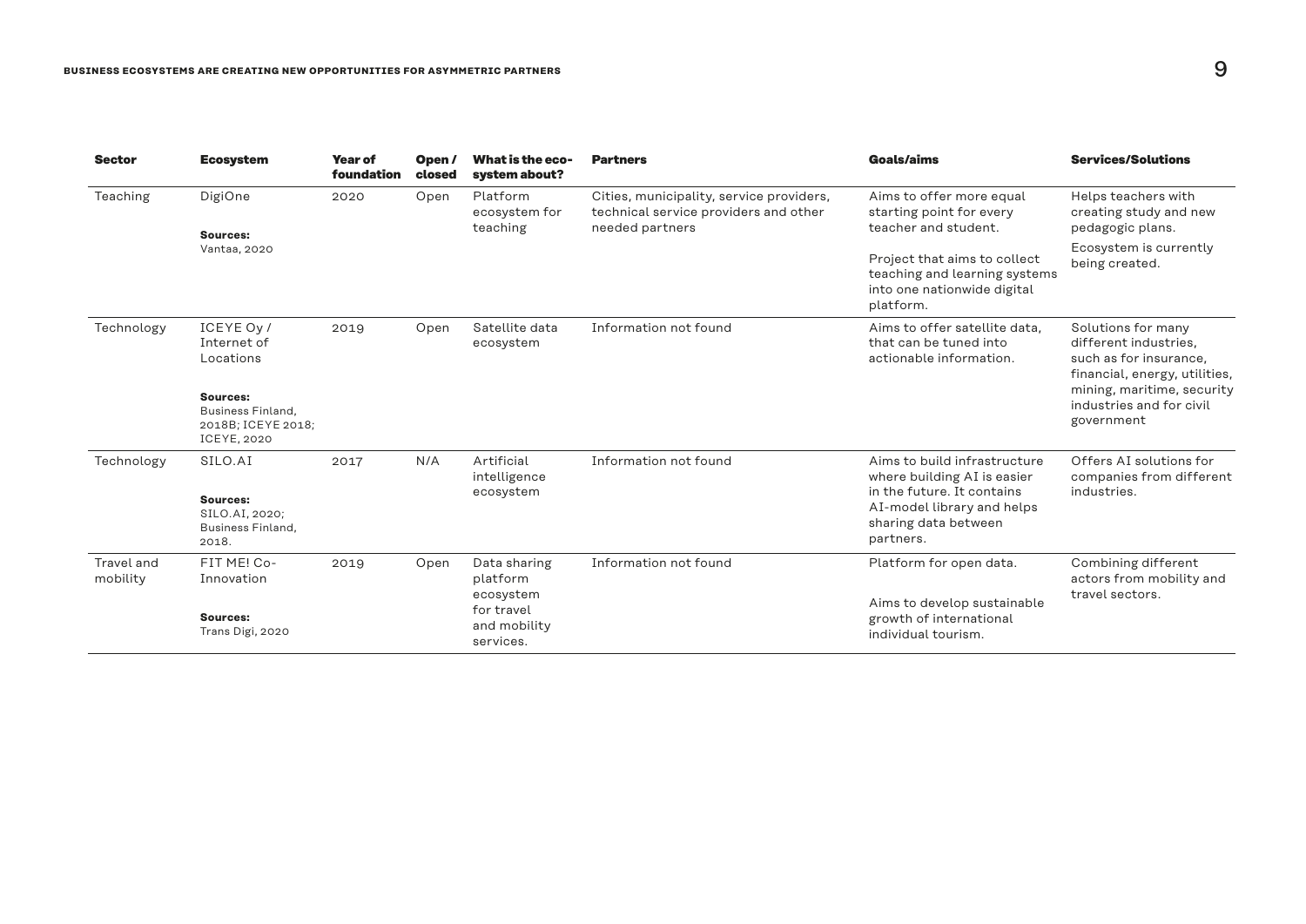| Sector | Ecosystem | Year of foundation | Open / closed | What is the ecosystem about? | Partners | Goals/aims | Services/Solutions |
|---|---|---|---|---|---|---|---|
| Teaching | DigiOne<br><br>**Sources:**<br>Vantaa, 2020 | 2020 | Open | Platform ecosystem for teaching | Cities, municipality, service providers, technical service providers and other needed partners | Aims to offer more equal starting point for every teacher and student.<br><br>Project that aims to collect teaching and learning systems into one nationwide digital platform. | Helps teachers with creating study and new pedagogic plans.<br><br>Ecosystem is currently being created. |
| Technology | ICEYE Oy / Internet of Locations<br><br>**Sources:**<br>Business Finland, 2018B; ICEYE 2018; ICEYE, 2020 | 2019 | Open | Satellite data ecosystem | Information not found | Aims to offer satellite data, that can be tuned into actionable information. | Solutions for many different industries, such as for insurance, financial, energy, utilities, mining, maritime, security industries and for civil government |
| Technology | SILO.AI<br><br>**Sources:**<br>SILO.AI, 2020; Business Finland, 2018. | 2017 | N/A | Artificial intelligence ecosystem | Information not found | Aims to build infrastructure where building AI is easier in the future. It contains AI-model library and helps sharing data between partners. | Offers AI solutions for companies from different industries. |
| Travel and mobility | FIT ME! Co-Innovation<br><br>**Sources:**<br>Trans Digi, 2020 | 2019 | Open | Data sharing platform ecosystem for travel and mobility services. | Information not found | Platform for open data.<br><br>Aims to develop sustainable growth of international individual tourism. | Combining different actors from mobility and travel sectors. |